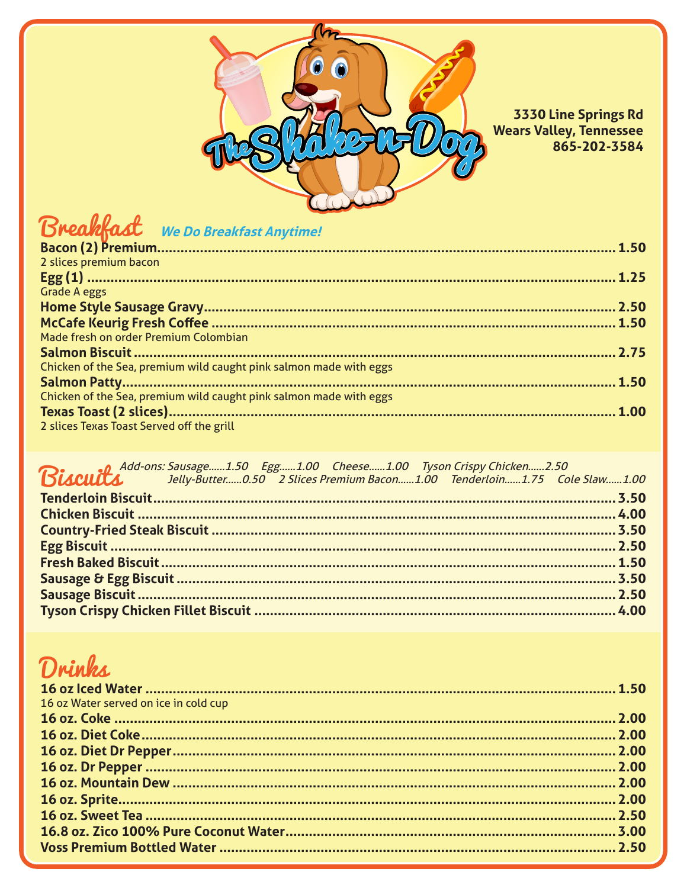# The Shake-n-Dog

3330 Line Springs Rd
Wears Valley, Tennessee
865-202-3584

## Breakfast

*We Do Breakfast Anytime!*

**Bacon (2) Premium** .......... **1.50**
2 slices premium bacon

**Egg (1)** .......... **1.25**
Grade A eggs

**Home Style Sausage Gravy** .......... **2.50**

**McCafe Keurig Fresh Coffee** .......... **1.50**
Made fresh on order Premium Colombian

**Salmon Biscuit** .......... **2.75**
Chicken of the Sea, premium wild caught pink salmon made with eggs

**Salmon Patty** .......... **1.50**
Chicken of the Sea, premium wild caught pink salmon made with eggs

**Texas Toast (2 slices)** .......... **1.00**
2 slices Texas Toast Served off the grill

## Biscuits

*Add-ons: Sausage......1.50 Egg......1.00 Cheese......1.00 Tyson Crispy Chicken......2.50 Jelly-Butter......0.50 2 Slices Premium Bacon......1.00 Tenderloin......1.75 Cole Slaw......1.00*

**Tenderloin Biscuit** .......... **3.50**

**Chicken Biscuit** .......... **4.00**

**Country-Fried Steak Biscuit** .......... **3.50**

**Egg Biscuit** .......... **2.50**

**Fresh Baked Biscuit** .......... **1.50**

**Sausage & Egg Biscuit** .......... **3.50**

**Sausage Biscuit** .......... **2.50**

**Tyson Crispy Chicken Fillet Biscuit** .......... **4.00**

## Drinks

**16 oz Iced Water** .......... **1.50**
16 oz Water served on ice in cold cup

**16 oz. Coke** .......... **2.00**

**16 oz. Diet Coke** .......... **2.00**

**16 oz. Diet Dr Pepper** .......... **2.00**

**16 oz. Dr Pepper** .......... **2.00**

**16 oz. Mountain Dew** .......... **2.00**

**16 oz. Sprite** .......... **2.00**

**16 oz. Sweet Tea** .......... **2.50**

**16.8 oz. Zico 100% Pure Coconut Water** .......... **3.00**

**Voss Premium Bottled Water** .......... **2.50**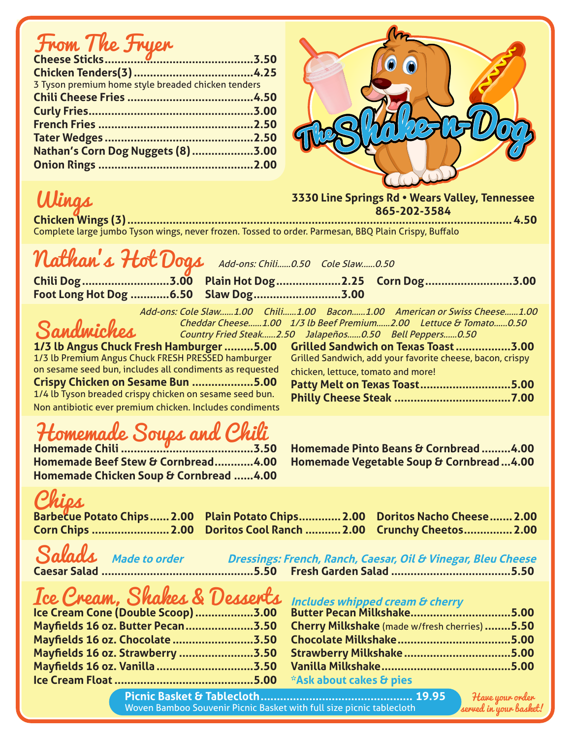## From The Fryer

**Cheese Sticks**............................................**3.50**
**Chicken Tenders(3)**....................................**4.25**
3 Tyson premium home style breaded chicken tenders
**Chili Cheese Fries**.....................................**4.50**
**Curly Fries**..................................................**3.00**
**French Fries**................................................**2.50**
**Tater Wedges**..............................................**2.50**
**Nathan's Corn Dog Nuggets (8)**..................**3.00**
**Onion Rings**................................................**2.00**

# The Shake-n-Dog

**3330 Line Springs Rd • Wears Valley, Tennessee**
**865-202-3584**

## Wings

**Chicken Wings (3)**..........................................................................................................**4.50**
Complete large jumbo Tyson wings, never frozen. Tossed to order. Parmesan, BBQ Plain Crispy, Buffalo

## Nathan's Hot Dogs

*Add-ons: Chili......0.50 Cole Slaw......0.50*

**Chili Dog**..........................**3.00**
**Foot Long Hot Dog**............**6.50**
**Plain Hot Dog**...................**2.25**
**Slaw Dog**..........................**3.00**
**Corn Dog**..........................**3.00**

## Sandwiches

*Add-ons: Cole Slaw......1.00 Chili......1.00 Bacon......1.00 American or Swiss Cheese......1.00 Cheddar Cheese......1.00 1/3 lb Beef Premium......2.00 Lettuce & Tomato......0.50 Country Fried Steak......2.50 Jalapeños......0.50 Bell Peppers......0.50*

**1/3 lb Angus Chuck Fresh Hamburger**.........**5.00**
1/3 lb Premium Angus Chuck FRESH PRESSED hamburger on sesame seed bun, includes all condiments as requested

**Crispy Chicken on Sesame Bun**..................**5.00**
1/4 lb Tyson breaded crispy chicken on sesame seed bun. Non antibiotic ever premium chicken. Includes condiments

**Grilled Sandwich on Texas Toast**................**3.00**
Grilled Sandwich, add your favorite cheese, bacon, crispy chicken, lettuce, tomato and more!

**Patty Melt on Texas Toast**............................**5.00**
**Philly Cheese Steak**....................................**7.00**

## Homemade Soups and Chili

**Homemade Chili**........................................**3.50**
**Homemade Beef Stew & Cornbread**...........**4.00**
**Homemade Chicken Soup & Cornbread**......**4.00**
**Homemade Pinto Beans & Cornbread**.........**4.00**
**Homemade Vegetable Soup & Cornbread**...**4.00**

## Chips

**Barbecue Potato Chips**...... **2.00**
**Corn Chips**........................ **2.00**
**Plain Potato Chips**............ **2.00**
**Doritos Cool Ranch**........... **2.00**
**Doritos Nacho Cheese**....... **2.00**
**Crunchy Cheetos**.............. **2.00**

## Salads

*Made to order*

*Dressings: French, Ranch, Caesar, Oil & Vinegar, Bleu Cheese*

**Caesar Salad**..............................................**5.50**
**Fresh Garden Salad**....................................**5.50**

## Ice Cream, Shakes & Desserts

**Ice Cream Cone (Double Scoop)**..................**3.00**
**Mayfields 16 oz. Butter Pecan**.....................**3.50**
**Mayfields 16 oz. Chocolate**.........................**3.50**
**Mayfields 16 oz. Strawberry**.......................**3.50**
**Mayfields 16 oz. Vanilla**..............................**3.50**
**Ice Cream Float**...........................................**5.00**

*Includes whipped cream & cherry*

**Butter Pecan Milkshake**...............................**5.00**
**Cherry Milkshake** (made w/fresh cherries)........**5.50**
**Chocolate Milkshake**...................................**5.00**
**Strawberry Milkshake**.................................**5.00**
**Vanilla Milkshake**........................................**5.00**
**\*Ask about cakes & pies**

**Picnic Basket & Tablecloth**............................................ **19.95**
Woven Bamboo Souvenir Picnic Basket with full size picnic tablecloth

*Have your order served in your basket!*